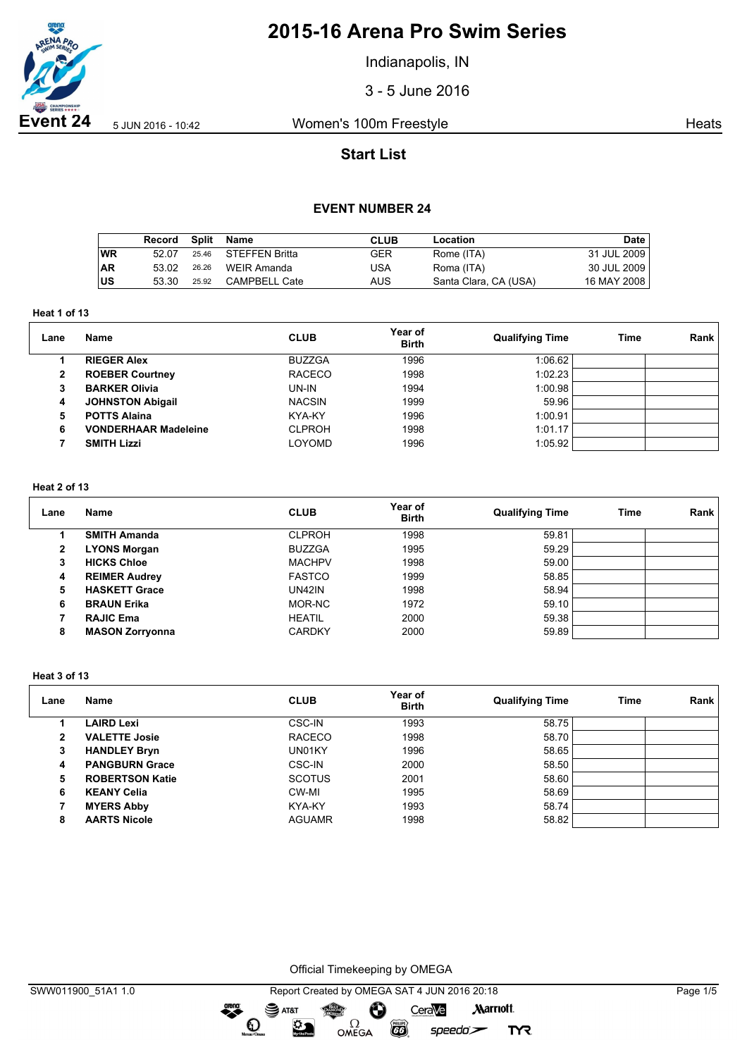# 2015-16 Arena Pro Swim Series

Indianapolis, IN

3 - 5 June 2016

**Event 24** 5 JUN 2016 - 10:42 Women's 100m Freestyle Heats

## Start List

### EVENT NUMBER 24

| | Record | Split | Name | CLUB | Location | Date |
|---|---|---|---|---|---|---|
| WR | 52.07 | 25.46 | STEFFEN Britta | GER | Rome (ITA) | 31 JUL 2009 |
| AR | 53.02 | 26.26 | WEIR Amanda | USA | Roma (ITA) | 30 JUL 2009 |
| US | 53.30 | 25.92 | CAMPBELL Cate | AUS | Santa Clara, CA (USA) | 16 MAY 2008 |

**Heat 1 of 13**

| Lane | Name | CLUB | Year of Birth | Qualifying Time | Time | Rank |
|---|---|---|---|---|---|---|
| 1 | **RIEGER Alex** | BUZZGA | 1996 | 1:06.62 | | |
| 2 | **ROEBER Courtney** | RACECO | 1998 | 1:02.23 | | |
| 3 | **BARKER Olivia** | UN-IN | 1994 | 1:00.98 | | |
| 4 | **JOHNSTON Abigail** | NACSIN | 1999 | 59.96 | | |
| 5 | **POTTS Alaina** | KYA-KY | 1996 | 1:00.91 | | |
| 6 | **VONDERHAAR Madeleine** | CLPROH | 1998 | 1:01.17 | | |
| 7 | **SMITH Lizzi** | LOYOMD | 1996 | 1:05.92 | | |

**Heat 2 of 13**

| Lane | Name | CLUB | Year of Birth | Qualifying Time | Time | Rank |
|---|---|---|---|---|---|---|
| 1 | **SMITH Amanda** | CLPROH | 1998 | 59.81 | | |
| 2 | **LYONS Morgan** | BUZZGA | 1995 | 59.29 | | |
| 3 | **HICKS Chloe** | MACHPV | 1998 | 59.00 | | |
| 4 | **REIMER Audrey** | FASTCO | 1999 | 58.85 | | |
| 5 | **HASKETT Grace** | UN42IN | 1998 | 58.94 | | |
| 6 | **BRAUN Erika** | MOR-NC | 1972 | 59.10 | | |
| 7 | **RAJIC Ema** | HEATIL | 2000 | 59.38 | | |
| 8 | **MASON Zorryonna** | CARDKY | 2000 | 59.89 | | |

**Heat 3 of 13**

| Lane | Name | CLUB | Year of Birth | Qualifying Time | Time | Rank |
|---|---|---|---|---|---|---|
| 1 | **LAIRD Lexi** | CSC-IN | 1993 | 58.75 | | |
| 2 | **VALETTE Josie** | RACECO | 1998 | 58.70 | | |
| 3 | **HANDLEY Bryn** | UN01KY | 1996 | 58.65 | | |
| 4 | **PANGBURN Grace** | CSC-IN | 2000 | 58.50 | | |
| 5 | **ROBERTSON Katie** | SCOTUS | 2001 | 58.60 | | |
| 6 | **KEANY Celia** | CW-MI | 1995 | 58.69 | | |
| 7 | **MYERS Abby** | KYA-KY | 1993 | 58.74 | | |
| 8 | **AARTS Nicole** | AGUAMR | 1998 | 58.82 | | |

Official Timekeeping by OMEGA

SWW011900_51A1 1.0 Report Created by OMEGA SAT 4 JUN 2016 20:18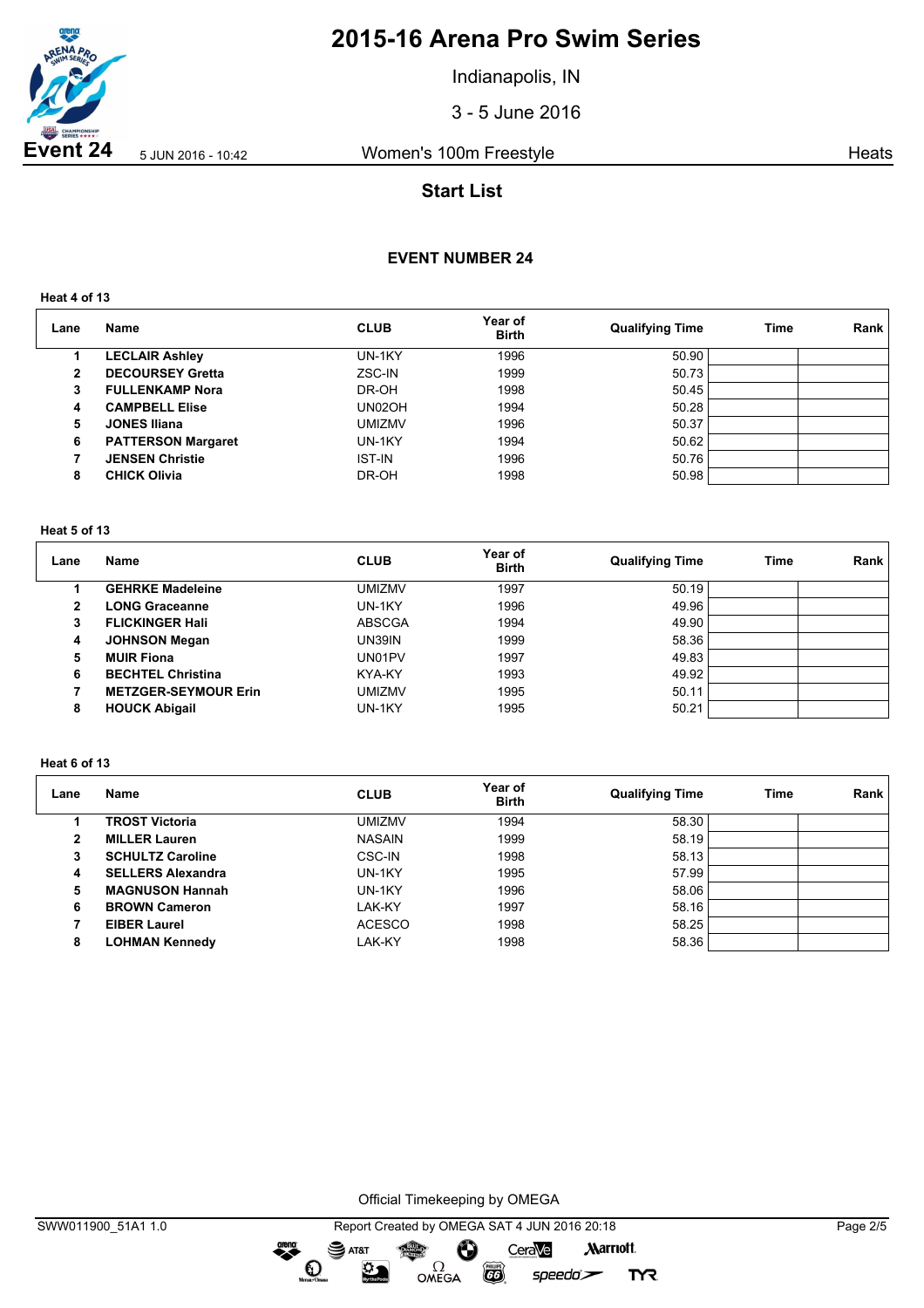# 2015-16 Arena Pro Swim Series

Indianapolis, IN

3 - 5 June 2016

**Event 24** 5 JUN 2016 - 10:42 Women's 100m Freestyle Heats

## Start List

### EVENT NUMBER 24

**Heat 4 of 13**

| Lane | Name | CLUB | Year of Birth | Qualifying Time | Time | Rank |
|---|---|---|---|---|---|---|
| 1 | **LECLAIR Ashley** | UN-1KY | 1996 | 50.90 | | |
| 2 | **DECOURSEY Gretta** | ZSC-IN | 1999 | 50.73 | | |
| 3 | **FULLENKAMP Nora** | DR-OH | 1998 | 50.45 | | |
| 4 | **CAMPBELL Elise** | UN02OH | 1994 | 50.28 | | |
| 5 | **JONES Iliana** | UMIZMV | 1996 | 50.37 | | |
| 6 | **PATTERSON Margaret** | UN-1KY | 1994 | 50.62 | | |
| 7 | **JENSEN Christie** | IST-IN | 1996 | 50.76 | | |
| 8 | **CHICK Olivia** | DR-OH | 1998 | 50.98 | | |

**Heat 5 of 13**

| Lane | Name | CLUB | Year of Birth | Qualifying Time | Time | Rank |
|---|---|---|---|---|---|---|
| 1 | **GEHRKE Madeleine** | UMIZMV | 1997 | 50.19 | | |
| 2 | **LONG Graceanne** | UN-1KY | 1996 | 49.96 | | |
| 3 | **FLICKINGER Hali** | ABSCGA | 1994 | 49.90 | | |
| 4 | **JOHNSON Megan** | UN39IN | 1999 | 58.36 | | |
| 5 | **MUIR Fiona** | UN01PV | 1997 | 49.83 | | |
| 6 | **BECHTEL Christina** | KYA-KY | 1993 | 49.92 | | |
| 7 | **METZGER-SEYMOUR Erin** | UMIZMV | 1995 | 50.11 | | |
| 8 | **HOUCK Abigail** | UN-1KY | 1995 | 50.21 | | |

**Heat 6 of 13**

| Lane | Name | CLUB | Year of Birth | Qualifying Time | Time | Rank |
|---|---|---|---|---|---|---|
| 1 | **TROST Victoria** | UMIZMV | 1994 | 58.30 | | |
| 2 | **MILLER Lauren** | NASAIN | 1999 | 58.19 | | |
| 3 | **SCHULTZ Caroline** | CSC-IN | 1998 | 58.13 | | |
| 4 | **SELLERS Alexandra** | UN-1KY | 1995 | 57.99 | | |
| 5 | **MAGNUSON Hannah** | UN-1KY | 1996 | 58.06 | | |
| 6 | **BROWN Cameron** | LAK-KY | 1997 | 58.16 | | |
| 7 | **EIBER Laurel** | ACESCO | 1998 | 58.25 | | |
| 8 | **LOHMAN Kennedy** | LAK-KY | 1998 | 58.36 | | |

Official Timekeeping by OMEGA

SWW011900_51A1 1.0 Report Created by OMEGA SAT 4 JUN 2016 20:18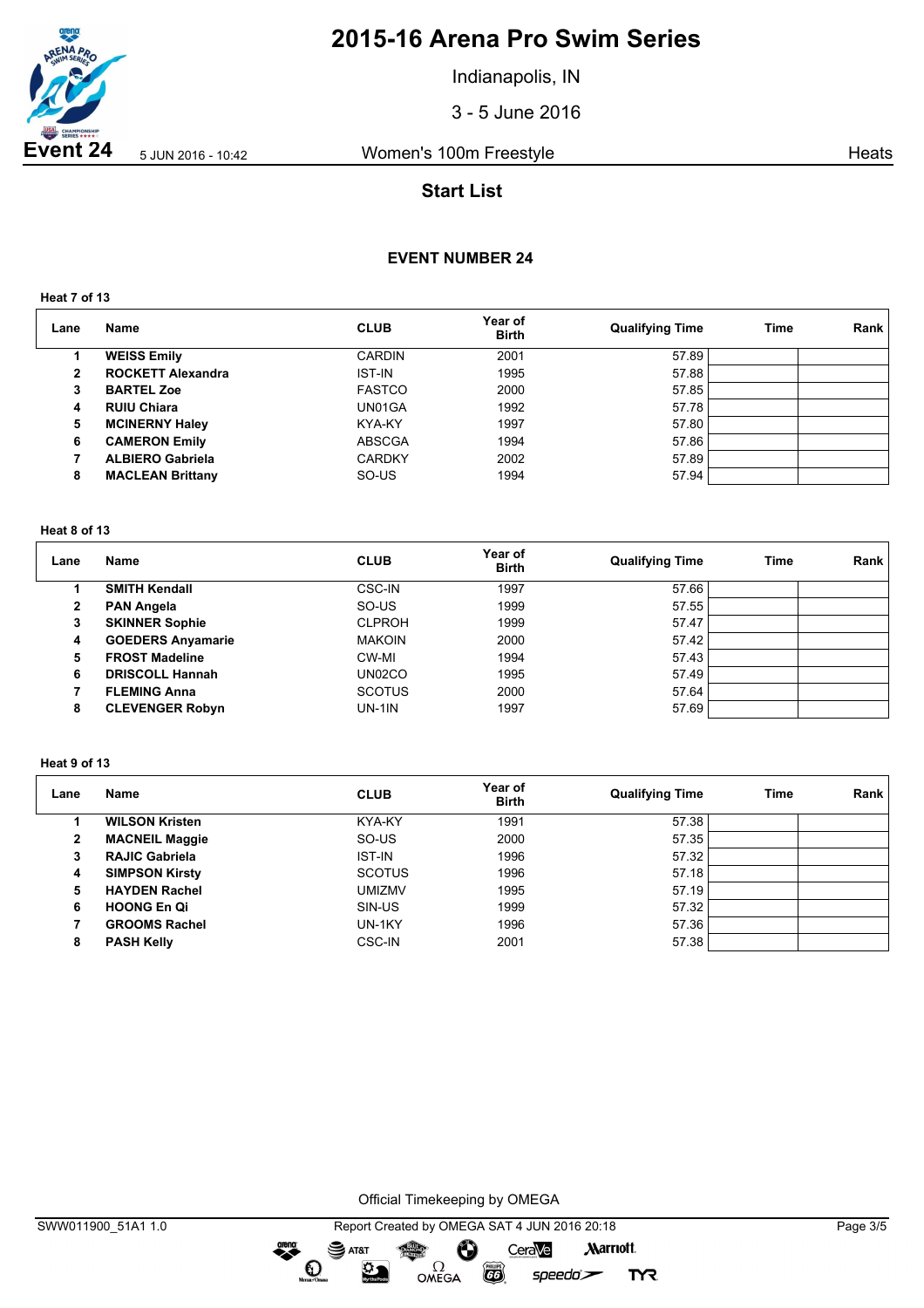# 2015-16 Arena Pro Swim Series

Indianapolis, IN

3 - 5 June 2016

**Event 24** 5 JUN 2016 - 10:42 Women's 100m Freestyle Heats

## Start List

### EVENT NUMBER 24

**Heat 7 of 13**

| Lane | Name | CLUB | Year of Birth | Qualifying Time | Time | Rank |
|---|---|---|---|---|---|---|
| 1 | **WEISS Emily** | CARDIN | 2001 | 57.89 | | |
| 2 | **ROCKETT Alexandra** | IST-IN | 1995 | 57.88 | | |
| 3 | **BARTEL Zoe** | FASTCO | 2000 | 57.85 | | |
| 4 | **RUIU Chiara** | UN01GA | 1992 | 57.78 | | |
| 5 | **MCINERNY Haley** | KYA-KY | 1997 | 57.80 | | |
| 6 | **CAMERON Emily** | ABSCGA | 1994 | 57.86 | | |
| 7 | **ALBIERO Gabriela** | CARDKY | 2002 | 57.89 | | |
| 8 | **MACLEAN Brittany** | SO-US | 1994 | 57.94 | | |

**Heat 8 of 13**

| Lane | Name | CLUB | Year of Birth | Qualifying Time | Time | Rank |
|---|---|---|---|---|---|---|
| 1 | **SMITH Kendall** | CSC-IN | 1997 | 57.66 | | |
| 2 | **PAN Angela** | SO-US | 1999 | 57.55 | | |
| 3 | **SKINNER Sophie** | CLPROH | 1999 | 57.47 | | |
| 4 | **GOEDERS Anyamarie** | MAKOIN | 2000 | 57.42 | | |
| 5 | **FROST Madeline** | CW-MI | 1994 | 57.43 | | |
| 6 | **DRISCOLL Hannah** | UN02CO | 1995 | 57.49 | | |
| 7 | **FLEMING Anna** | SCOTUS | 2000 | 57.64 | | |
| 8 | **CLEVENGER Robyn** | UN-1IN | 1997 | 57.69 | | |

**Heat 9 of 13**

| Lane | Name | CLUB | Year of Birth | Qualifying Time | Time | Rank |
|---|---|---|---|---|---|---|
| 1 | **WILSON Kristen** | KYA-KY | 1991 | 57.38 | | |
| 2 | **MACNEIL Maggie** | SO-US | 2000 | 57.35 | | |
| 3 | **RAJIC Gabriela** | IST-IN | 1996 | 57.32 | | |
| 4 | **SIMPSON Kirsty** | SCOTUS | 1996 | 57.18 | | |
| 5 | **HAYDEN Rachel** | UMIZMV | 1995 | 57.19 | | |
| 6 | **HOONG En Qi** | SIN-US | 1999 | 57.32 | | |
| 7 | **GROOMS Rachel** | UN-1KY | 1996 | 57.36 | | |
| 8 | **PASH Kelly** | CSC-IN | 2001 | 57.38 | | |

Official Timekeeping by OMEGA

SWW011900_51A1 1.0 Report Created by OMEGA SAT 4 JUN 2016 20:18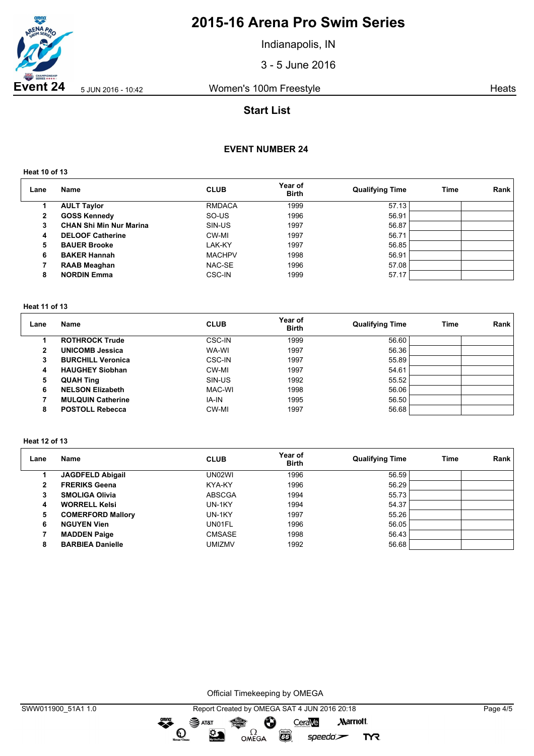# 2015-16 Arena Pro Swim Series

Indianapolis, IN

3 - 5 June 2016

**Event 24** 5 JUN 2016 - 10:42 Women's 100m Freestyle Heats

## Start List

### EVENT NUMBER 24

**Heat 10 of 13**

| Lane | Name | CLUB | Year of Birth | Qualifying Time | Time | Rank |
|---|---|---|---|---|---|---|
| 1 | **AULT Taylor** | RMDACA | 1999 | 57.13 | | |
| 2 | **GOSS Kennedy** | SO-US | 1996 | 56.91 | | |
| 3 | **CHAN Shi Min Nur Marina** | SIN-US | 1997 | 56.87 | | |
| 4 | **DELOOF Catherine** | CW-MI | 1997 | 56.71 | | |
| 5 | **BAUER Brooke** | LAK-KY | 1997 | 56.85 | | |
| 6 | **BAKER Hannah** | MACHPV | 1998 | 56.91 | | |
| 7 | **RAAB Meaghan** | NAC-SE | 1996 | 57.08 | | |
| 8 | **NORDIN Emma** | CSC-IN | 1999 | 57.17 | | |

**Heat 11 of 13**

| Lane | Name | CLUB | Year of Birth | Qualifying Time | Time | Rank |
|---|---|---|---|---|---|---|
| 1 | **ROTHROCK Trude** | CSC-IN | 1999 | 56.60 | | |
| 2 | **UNICOMB Jessica** | WA-WI | 1997 | 56.36 | | |
| 3 | **BURCHILL Veronica** | CSC-IN | 1997 | 55.89 | | |
| 4 | **HAUGHEY Siobhan** | CW-MI | 1997 | 54.61 | | |
| 5 | **QUAH Ting** | SIN-US | 1992 | 55.52 | | |
| 6 | **NELSON Elizabeth** | MAC-WI | 1998 | 56.06 | | |
| 7 | **MULQUIN Catherine** | IA-IN | 1995 | 56.50 | | |
| 8 | **POSTOLL Rebecca** | CW-MI | 1997 | 56.68 | | |

**Heat 12 of 13**

| Lane | Name | CLUB | Year of Birth | Qualifying Time | Time | Rank |
|---|---|---|---|---|---|---|
| 1 | **JAGDFELD Abigail** | UN02WI | 1996 | 56.59 | | |
| 2 | **FRERIKS Geena** | KYA-KY | 1996 | 56.29 | | |
| 3 | **SMOLIGA Olivia** | ABSCGA | 1994 | 55.73 | | |
| 4 | **WORRELL Kelsi** | UN-1KY | 1994 | 54.37 | | |
| 5 | **COMERFORD Mallory** | UN-1KY | 1997 | 55.26 | | |
| 6 | **NGUYEN Vien** | UN01FL | 1996 | 56.05 | | |
| 7 | **MADDEN Paige** | CMSASE | 1998 | 56.43 | | |
| 8 | **BARBIEA Danielle** | UMIZMV | 1992 | 56.68 | | |

Official Timekeeping by OMEGA

SWW011900_51A1 1.0 Report Created by OMEGA SAT 4 JUN 2016 20:18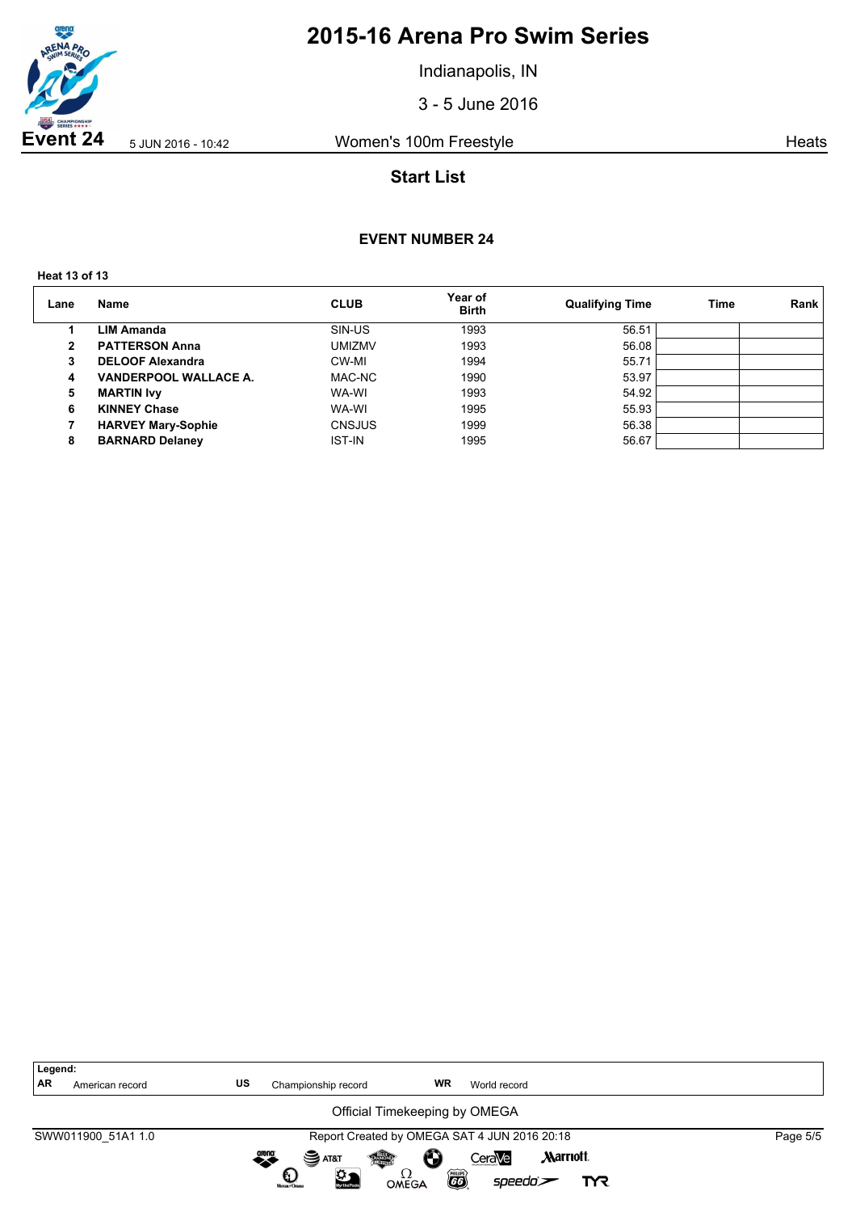# 2015-16 Arena Pro Swim Series

Indianapolis, IN

3 - 5 June 2016

**Event 24** 5 JUN 2016 - 10:42 Women's 100m Freestyle Heats

## Start List

### EVENT NUMBER 24

**Heat 13 of 13**

| Lane | Name | CLUB | Year of Birth | Qualifying Time | Time | Rank |
|---|---|---|---|---|---|---|
| 1 | **LIM Amanda** | SIN-US | 1993 | 56.51 | | |
| 2 | **PATTERSON Anna** | UMIZMV | 1993 | 56.08 | | |
| 3 | **DELOOF Alexandra** | CW-MI | 1994 | 55.71 | | |
| 4 | **VANDERPOOL WALLACE A.** | MAC-NC | 1990 | 53.97 | | |
| 5 | **MARTIN Ivy** | WA-WI | 1993 | 54.92 | | |
| 6 | **KINNEY Chase** | WA-WI | 1995 | 55.93 | | |
| 7 | **HARVEY Mary-Sophie** | CNSJUS | 1999 | 56.38 | | |
| 8 | **BARNARD Delaney** | IST-IN | 1995 | 56.67 | | |

**Legend:**

| | | | | | |
|---|---|---|---|---|---|
| AR | American record | US | Championship record | WR | World record |

Official Timekeeping by OMEGA

SWW011900_51A1 1.0 Report Created by OMEGA SAT 4 JUN 2016 20:18